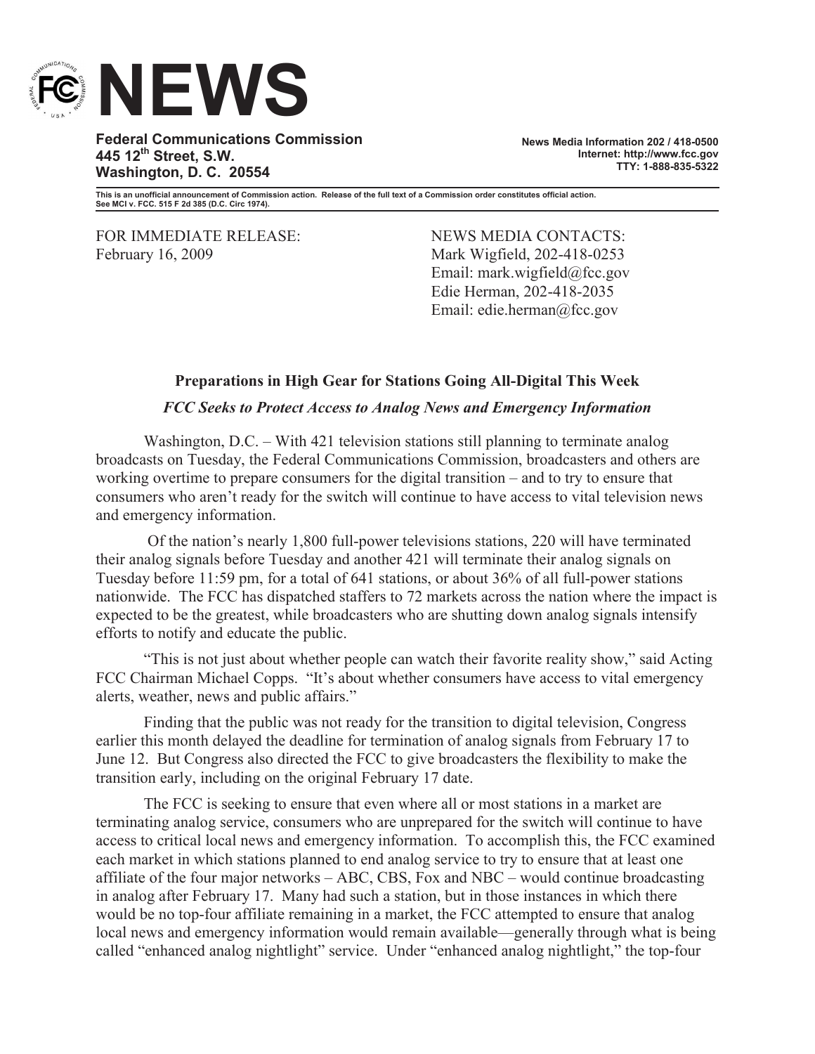# NEWS

**Federal Communications Commission**
**445 12th Street, S.W.**
**Washington, D. C. 20554**

**News Media Information 202 / 418-0500**
**Internet: http://www.fcc.gov**
**TTY: 1-888-835-5322**

**This is an unofficial announcement of Commission action. Release of the full text of a Commission order constitutes official action. See MCI v. FCC. 515 F 2d 385 (D.C. Circ 1974).**

FOR IMMEDIATE RELEASE:
February 16, 2009

NEWS MEDIA CONTACTS:
Mark Wigfield, 202-418-0253
Email: mark.wigfield@fcc.gov
Edie Herman, 202-418-2035
Email: edie.herman@fcc.gov

## Preparations in High Gear for Stations Going All-Digital This Week

### *FCC Seeks to Protect Access to Analog News and Emergency Information*

Washington, D.C. – With 421 television stations still planning to terminate analog broadcasts on Tuesday, the Federal Communications Commission, broadcasters and others are working overtime to prepare consumers for the digital transition – and to try to ensure that consumers who aren't ready for the switch will continue to have access to vital television news and emergency information.

Of the nation's nearly 1,800 full-power televisions stations, 220 will have terminated their analog signals before Tuesday and another 421 will terminate their analog signals on Tuesday before 11:59 pm, for a total of 641 stations, or about 36% of all full-power stations nationwide. The FCC has dispatched staffers to 72 markets across the nation where the impact is expected to be the greatest, while broadcasters who are shutting down analog signals intensify efforts to notify and educate the public.

"This is not just about whether people can watch their favorite reality show," said Acting FCC Chairman Michael Copps. "It's about whether consumers have access to vital emergency alerts, weather, news and public affairs."

Finding that the public was not ready for the transition to digital television, Congress earlier this month delayed the deadline for termination of analog signals from February 17 to June 12. But Congress also directed the FCC to give broadcasters the flexibility to make the transition early, including on the original February 17 date.

The FCC is seeking to ensure that even where all or most stations in a market are terminating analog service, consumers who are unprepared for the switch will continue to have access to critical local news and emergency information. To accomplish this, the FCC examined each market in which stations planned to end analog service to try to ensure that at least one affiliate of the four major networks – ABC, CBS, Fox and NBC – would continue broadcasting in analog after February 17. Many had such a station, but in those instances in which there would be no top-four affiliate remaining in a market, the FCC attempted to ensure that analog local news and emergency information would remain available—generally through what is being called "enhanced analog nightlight" service. Under "enhanced analog nightlight," the top-four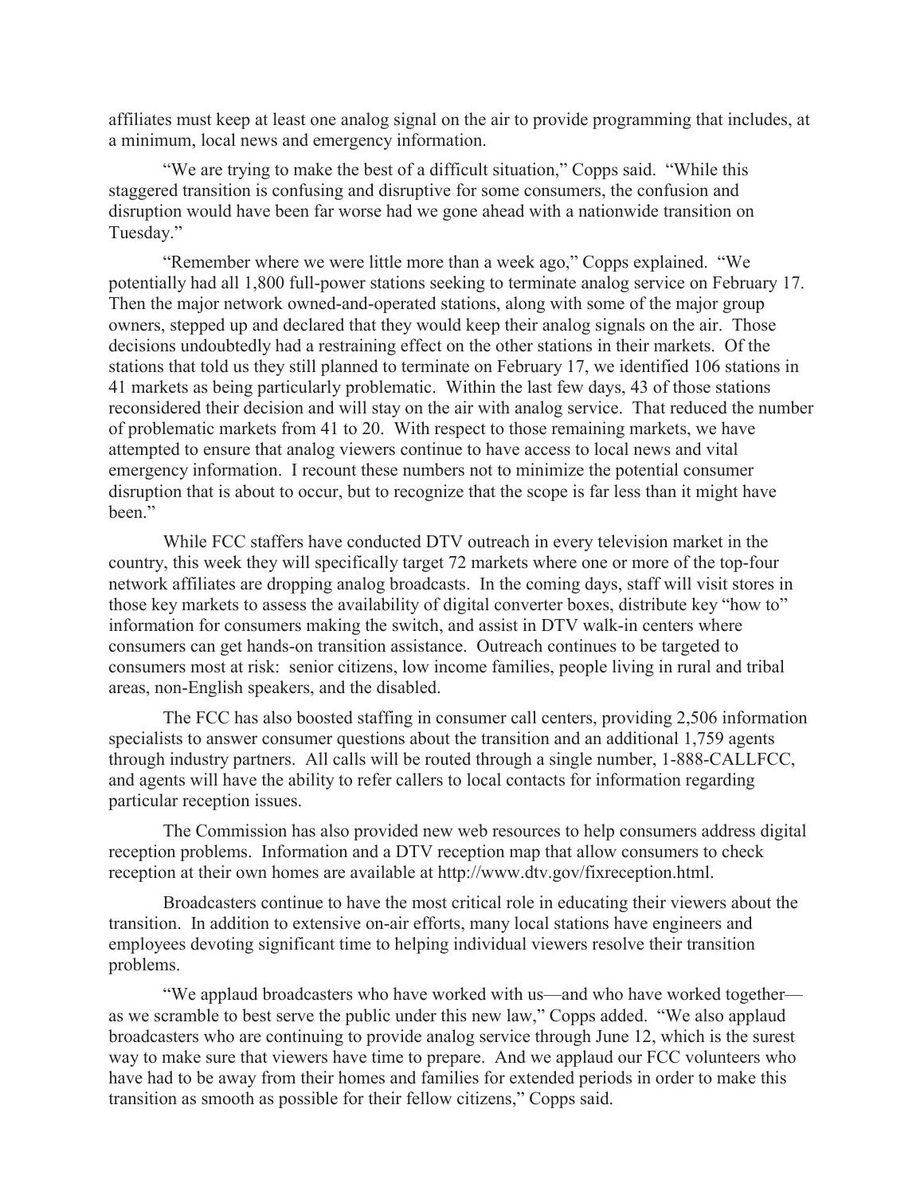affiliates must keep at least one analog signal on the air to provide programming that includes, at a minimum, local news and emergency information.

"We are trying to make the best of a difficult situation," Copps said. "While this staggered transition is confusing and disruptive for some consumers, the confusion and disruption would have been far worse had we gone ahead with a nationwide transition on Tuesday."

"Remember where we were little more than a week ago," Copps explained. "We potentially had all 1,800 full-power stations seeking to terminate analog service on February 17. Then the major network owned-and-operated stations, along with some of the major group owners, stepped up and declared that they would keep their analog signals on the air. Those decisions undoubtedly had a restraining effect on the other stations in their markets. Of the stations that told us they still planned to terminate on February 17, we identified 106 stations in 41 markets as being particularly problematic. Within the last few days, 43 of those stations reconsidered their decision and will stay on the air with analog service. That reduced the number of problematic markets from 41 to 20. With respect to those remaining markets, we have attempted to ensure that analog viewers continue to have access to local news and vital emergency information. I recount these numbers not to minimize the potential consumer disruption that is about to occur, but to recognize that the scope is far less than it might have been."

While FCC staffers have conducted DTV outreach in every television market in the country, this week they will specifically target 72 markets where one or more of the top-four network affiliates are dropping analog broadcasts. In the coming days, staff will visit stores in those key markets to assess the availability of digital converter boxes, distribute key "how to" information for consumers making the switch, and assist in DTV walk-in centers where consumers can get hands-on transition assistance. Outreach continues to be targeted to consumers most at risk: senior citizens, low income families, people living in rural and tribal areas, non-English speakers, and the disabled.

The FCC has also boosted staffing in consumer call centers, providing 2,506 information specialists to answer consumer questions about the transition and an additional 1,759 agents through industry partners. All calls will be routed through a single number, 1-888-CALLFCC, and agents will have the ability to refer callers to local contacts for information regarding particular reception issues.

The Commission has also provided new web resources to help consumers address digital reception problems. Information and a DTV reception map that allow consumers to check reception at their own homes are available at http://www.dtv.gov/fixreception.html.

Broadcasters continue to have the most critical role in educating their viewers about the transition. In addition to extensive on-air efforts, many local stations have engineers and employees devoting significant time to helping individual viewers resolve their transition problems.

"We applaud broadcasters who have worked with us—and who have worked together—as we scramble to best serve the public under this new law," Copps added. "We also applaud broadcasters who are continuing to provide analog service through June 12, which is the surest way to make sure that viewers have time to prepare. And we applaud our FCC volunteers who have had to be away from their homes and families for extended periods in order to make this transition as smooth as possible for their fellow citizens," Copps said.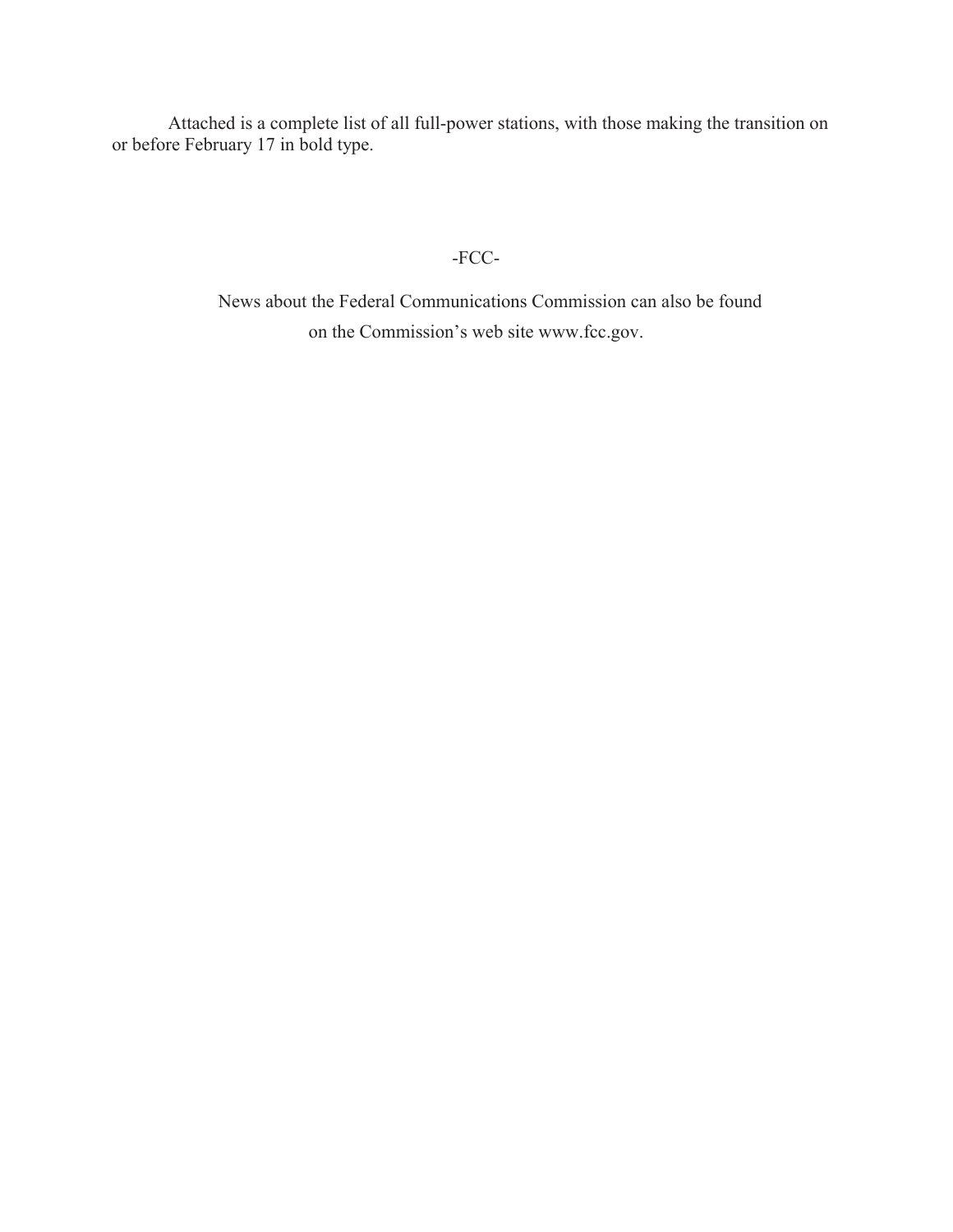Attached is a complete list of all full-power stations, with those making the transition on or before February 17 in bold type.

-FCC-

News about the Federal Communications Commission can also be found on the Commission's web site www.fcc.gov.